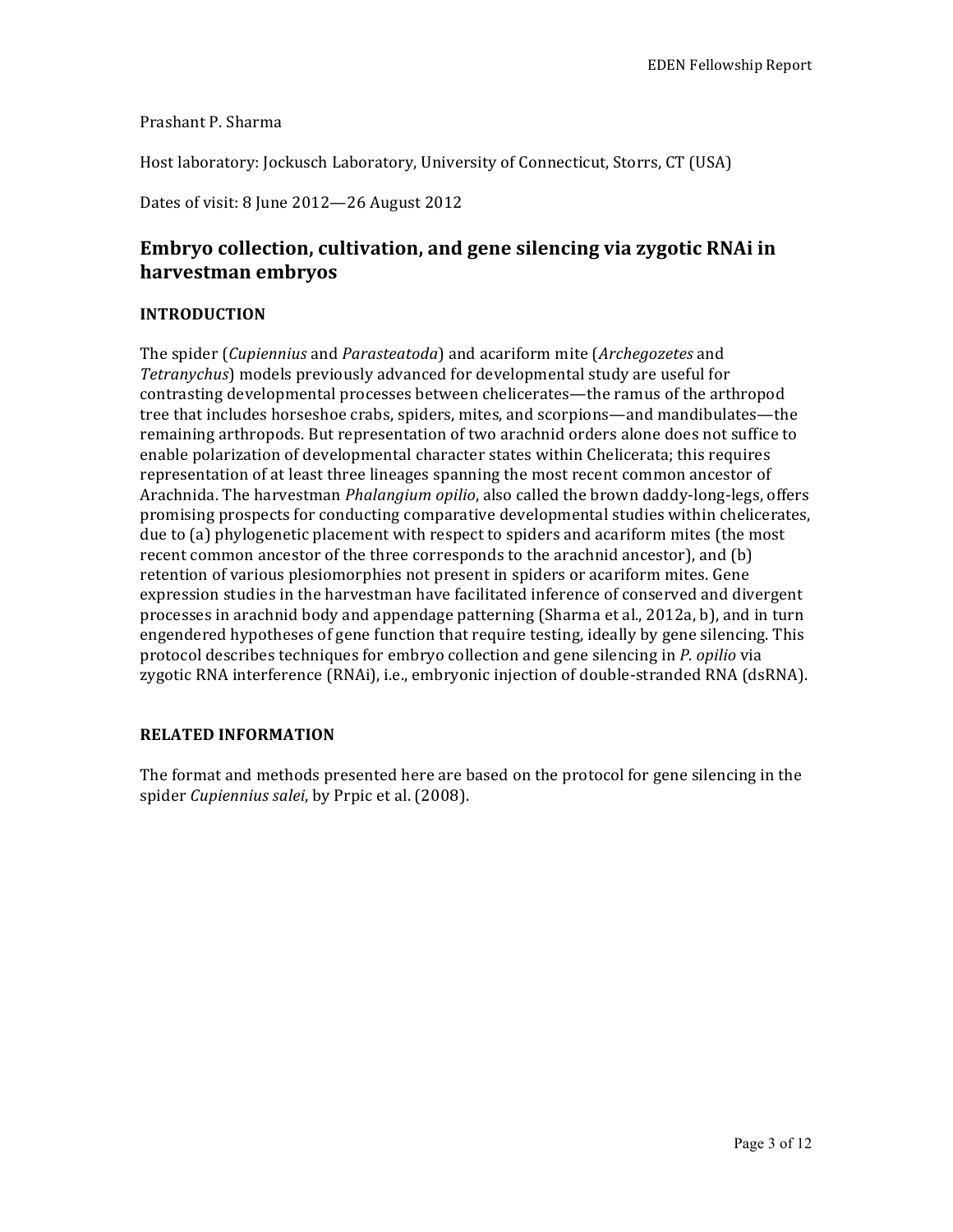Prashant P. Sharma

Host laboratory: Jockusch Laboratory, University of Connecticut, Storrs, CT (USA)

Dates of visit: 8 June 2012—26 August 2012

## Embryo collection, cultivation, and gene silencing via zygotic RNAi in harvestman embryos

### INTRODUCTION

The spider (*Cupiennius* and *Parasteatoda*) and acariform mite (*Archegozetes* and *Tetranychus*) models previously advanced for developmental study are useful for contrasting developmental processes between chelicerates—the ramus of the arthropod tree that includes horseshoe crabs, spiders, mites, and scorpions—and mandibulates—the remaining arthropods. But representation of two arachnid orders alone does not suffice to enable polarization of developmental character states within Chelicerata; this requires representation of at least three lineages spanning the most recent common ancestor of Arachnida. The harvestman *Phalangium opilio*, also called the brown daddy-long-legs, offers promising prospects for conducting comparative developmental studies within chelicerates, due to (a) phylogenetic placement with respect to spiders and acariform mites (the most recent common ancestor of the three corresponds to the arachnid ancestor), and (b) retention of various plesiomorphies not present in spiders or acariform mites. Gene expression studies in the harvestman have facilitated inference of conserved and divergent processes in arachnid body and appendage patterning (Sharma et al., 2012a, b), and in turn engendered hypotheses of gene function that require testing, ideally by gene silencing. This protocol describes techniques for embryo collection and gene silencing in *P. opilio* via zygotic RNA interference (RNAi), i.e., embryonic injection of double-stranded RNA (dsRNA).

### RELATED INFORMATION

The format and methods presented here are based on the protocol for gene silencing in the spider *Cupiennius salei*, by Prpic et al. (2008).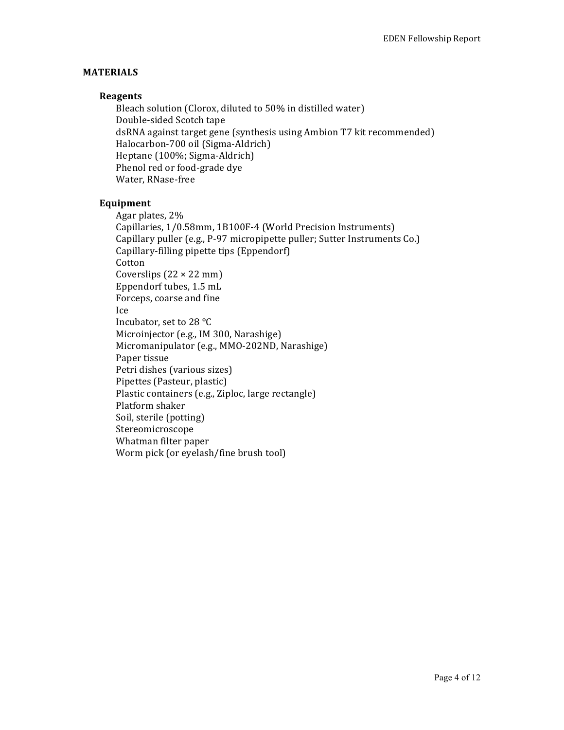## MATERIALS

### Reagents

- Bleach solution (Clorox, diluted to 50% in distilled water)
- Double-sided Scotch tape
- dsRNA against target gene (synthesis using Ambion T7 kit recommended)
- Halocarbon-700 oil (Sigma-Aldrich)
- Heptane (100%; Sigma-Aldrich)
- Phenol red or food-grade dye
- Water, RNase-free

### Equipment

- Agar plates, 2%
- Capillaries, 1/0.58mm, 1B100F-4 (World Precision Instruments)
- Capillary puller (e.g., P-97 micropipette puller; Sutter Instruments Co.)
- Capillary-filling pipette tips (Eppendorf)
- Cotton
- Coverslips (22 × 22 mm)
- Eppendorf tubes, 1.5 mL
- Forceps, coarse and fine
- Ice
- Incubator, set to 28 °C
- Microinjector (e.g., IM 300, Narashige)
- Micromanipulator (e.g., MMO-202ND, Narashige)
- Paper tissue
- Petri dishes (various sizes)
- Pipettes (Pasteur, plastic)
- Plastic containers (e.g., Ziploc, large rectangle)
- Platform shaker
- Soil, sterile (potting)
- Stereomicroscope
- Whatman filter paper
- Worm pick (or eyelash/fine brush tool)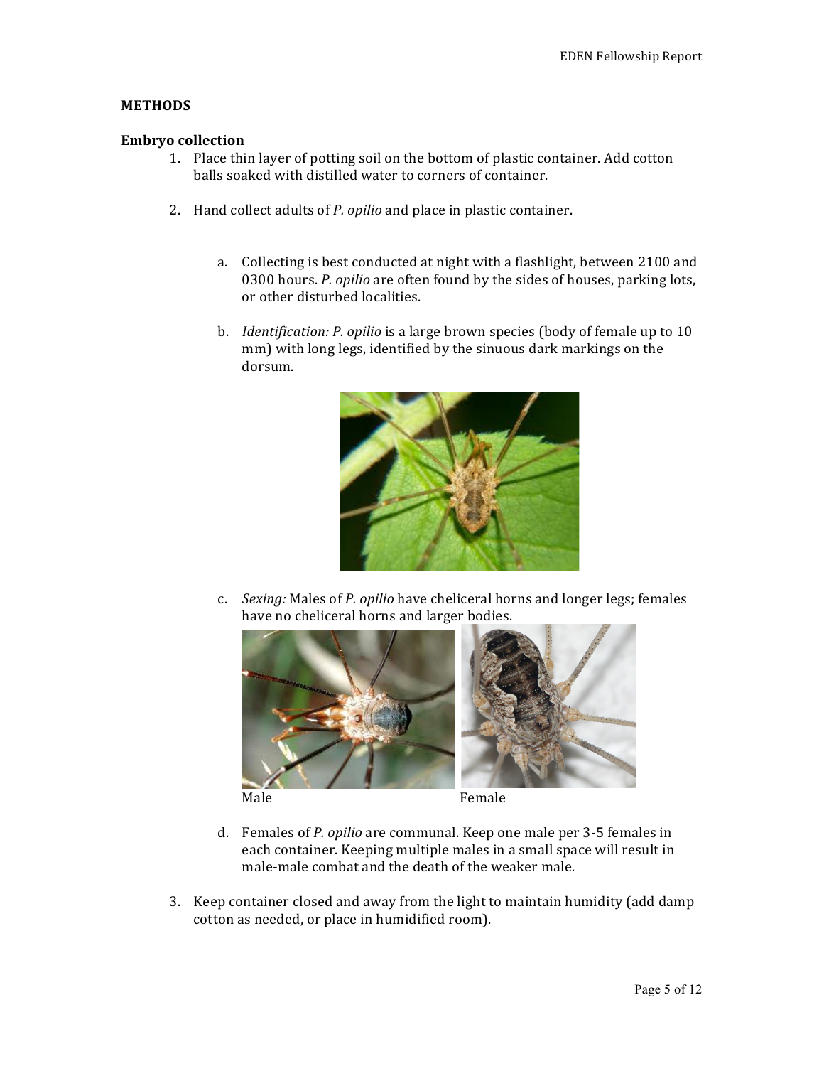## METHODS

### Embryo collection

1. Place thin layer of potting soil on the bottom of plastic container. Add cotton balls soaked with distilled water to corners of container.

2. Hand collect adults of *P. opilio* and place in plastic container.

    a. Collecting is best conducted at night with a flashlight, between 2100 and 0300 hours. *P. opilio* are often found by the sides of houses, parking lots, or other disturbed localities.

    b. *Identification: P. opilio* is a large brown species (body of female up to 10 mm) with long legs, identified by the sinuous dark markings on the dorsum.

    c. *Sexing:* Males of *P. opilio* have cheliceral horns and longer legs; females have no cheliceral horns and larger bodies.

    Male Female

    d. Females of *P. opilio* are communal. Keep one male per 3-5 females in each container. Keeping multiple males in a small space will result in male-male combat and the death of the weaker male.

3. Keep container closed and away from the light to maintain humidity (add damp cotton as needed, or place in humidified room).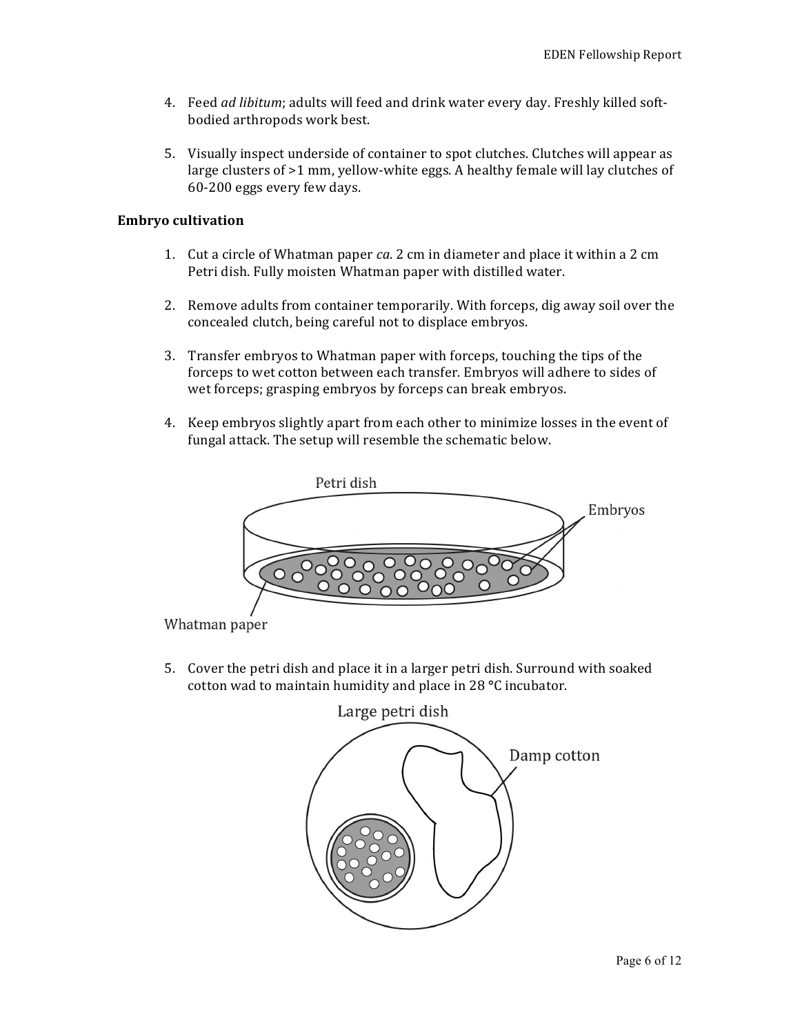4. Feed *ad libitum*; adults will feed and drink water every day. Freshly killed soft-bodied arthropods work best.

5. Visually inspect underside of container to spot clutches. Clutches will appear as large clusters of >1 mm, yellow-white eggs. A healthy female will lay clutches of 60-200 eggs every few days.

**Embryo cultivation**

1. Cut a circle of Whatman paper *ca.* 2 cm in diameter and place it within a 2 cm Petri dish. Fully moisten Whatman paper with distilled water.

2. Remove adults from container temporarily. With forceps, dig away soil over the concealed clutch, being careful not to displace embryos.

3. Transfer embryos to Whatman paper with forceps, touching the tips of the forceps to wet cotton between each transfer. Embryos will adhere to sides of wet forceps; grasping embryos by forceps can break embryos.

4. Keep embryos slightly apart from each other to minimize losses in the event of fungal attack. The setup will resemble the schematic below.

5. Cover the petri dish and place it in a larger petri dish. Surround with soaked cotton wad to maintain humidity and place in 28 °C incubator.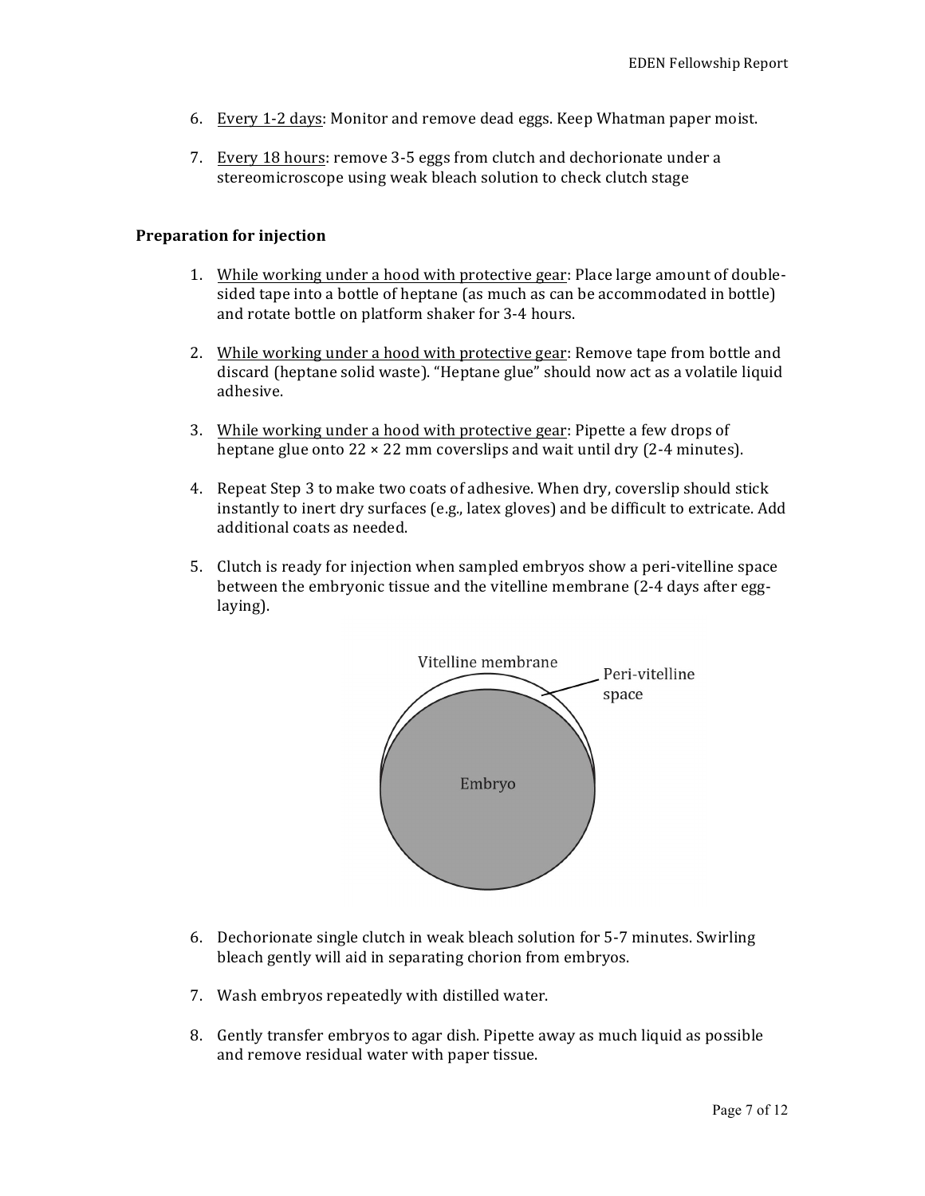6. Every 1-2 days: Monitor and remove dead eggs. Keep Whatman paper moist.

7. Every 18 hours: remove 3-5 eggs from clutch and dechorionate under a stereomicroscope using weak bleach solution to check clutch stage

**Preparation for injection**

1. While working under a hood with protective gear: Place large amount of double-sided tape into a bottle of heptane (as much as can be accommodated in bottle) and rotate bottle on platform shaker for 3-4 hours.

2. While working under a hood with protective gear: Remove tape from bottle and discard (heptane solid waste). "Heptane glue" should now act as a volatile liquid adhesive.

3. While working under a hood with protective gear: Pipette a few drops of heptane glue onto 22 × 22 mm coverslips and wait until dry (2-4 minutes).

4. Repeat Step 3 to make two coats of adhesive. When dry, coverslip should stick instantly to inert dry surfaces (e.g., latex gloves) and be difficult to extricate. Add additional coats as needed.

5. Clutch is ready for injection when sampled embryos show a peri-vitelline space between the embryonic tissue and the vitelline membrane (2-4 days after egg-laying).

Vitelline membrane

Peri-vitelline space

Embryo

6. Dechorionate single clutch in weak bleach solution for 5-7 minutes. Swirling bleach gently will aid in separating chorion from embryos.

7. Wash embryos repeatedly with distilled water.

8. Gently transfer embryos to agar dish. Pipette away as much liquid as possible and remove residual water with paper tissue.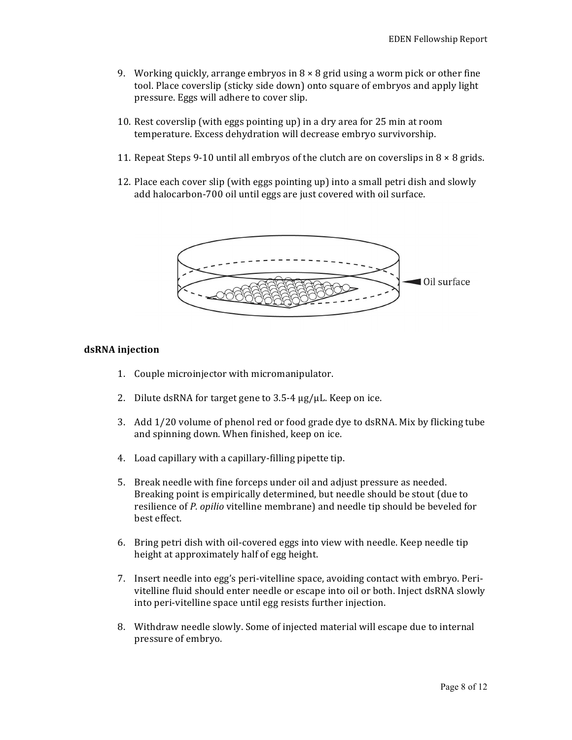9. Working quickly, arrange embryos in 8 × 8 grid using a worm pick or other fine tool. Place coverslip (sticky side down) onto square of embryos and apply light pressure. Eggs will adhere to cover slip.

10. Rest coverslip (with eggs pointing up) in a dry area for 25 min at room temperature. Excess dehydration will decrease embryo survivorship.

11. Repeat Steps 9-10 until all embryos of the clutch are on coverslips in 8 × 8 grids.

12. Place each cover slip (with eggs pointing up) into a small petri dish and slowly add halocarbon-700 oil until eggs are just covered with oil surface.

Oil surface

**dsRNA injection**

1. Couple microinjector with micromanipulator.

2. Dilute dsRNA for target gene to 3.5-4 μg/μL. Keep on ice.

3. Add 1/20 volume of phenol red or food grade dye to dsRNA. Mix by flicking tube and spinning down. When finished, keep on ice.

4. Load capillary with a capillary-filling pipette tip.

5. Break needle with fine forceps under oil and adjust pressure as needed. Breaking point is empirically determined, but needle should be stout (due to resilience of *P. opilio* vitelline membrane) and needle tip should be beveled for best effect.

6. Bring petri dish with oil-covered eggs into view with needle. Keep needle tip height at approximately half of egg height.

7. Insert needle into egg's peri-vitelline space, avoiding contact with embryo. Peri-vitelline fluid should enter needle or escape into oil or both. Inject dsRNA slowly into peri-vitelline space until egg resists further injection.

8. Withdraw needle slowly. Some of injected material will escape due to internal pressure of embryo.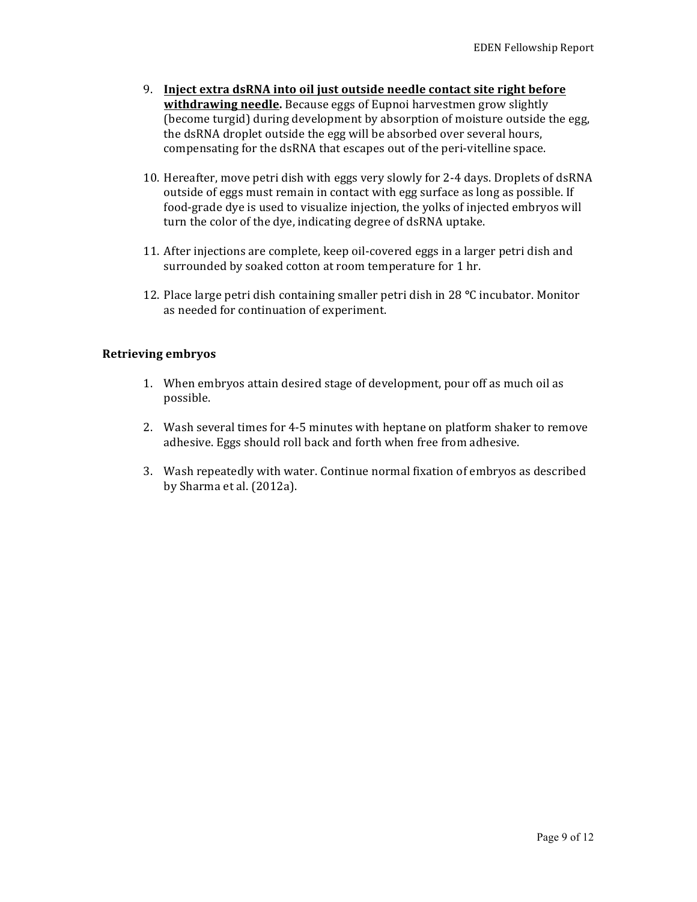9. **<u>Inject extra dsRNA into oil just outside needle contact site right before withdrawing needle.</u>** Because eggs of Eupnoi harvestmen grow slightly (become turgid) during development by absorption of moisture outside the egg, the dsRNA droplet outside the egg will be absorbed over several hours, compensating for the dsRNA that escapes out of the peri-vitelline space.

10. Hereafter, move petri dish with eggs very slowly for 2-4 days. Droplets of dsRNA outside of eggs must remain in contact with egg surface as long as possible. If food-grade dye is used to visualize injection, the yolks of injected embryos will turn the color of the dye, indicating degree of dsRNA uptake.

11. After injections are complete, keep oil-covered eggs in a larger petri dish and surrounded by soaked cotton at room temperature for 1 hr.

12. Place large petri dish containing smaller petri dish in 28 °C incubator. Monitor as needed for continuation of experiment.

### Retrieving embryos

1. When embryos attain desired stage of development, pour off as much oil as possible.

2. Wash several times for 4-5 minutes with heptane on platform shaker to remove adhesive. Eggs should roll back and forth when free from adhesive.

3. Wash repeatedly with water. Continue normal fixation of embryos as described by Sharma et al. (2012a).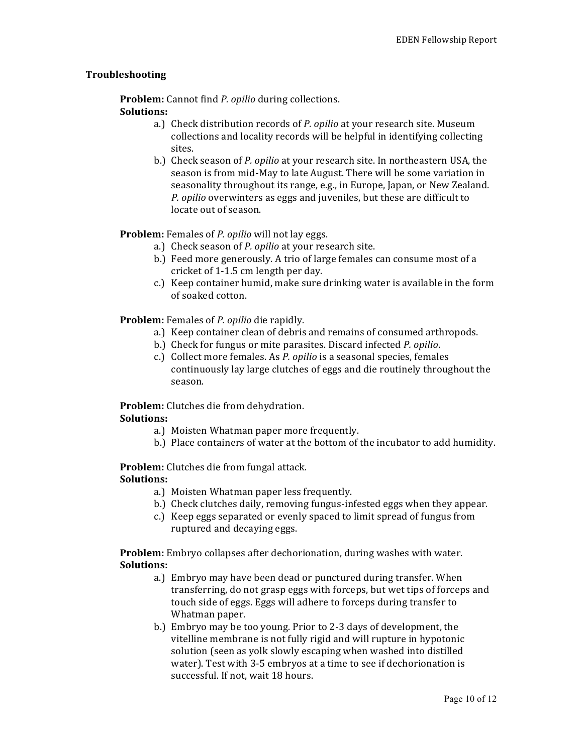## Troubleshooting

**Problem:** Cannot find *P. opilio* during collections.
**Solutions:**

- a.) Check distribution records of *P. opilio* at your research site. Museum collections and locality records will be helpful in identifying collecting sites.
- b.) Check season of *P. opilio* at your research site. In northeastern USA, the season is from mid-May to late August. There will be some variation in seasonality throughout its range, e.g., in Europe, Japan, or New Zealand. *P. opilio* overwinters as eggs and juveniles, but these are difficult to locate out of season.

**Problem:** Females of *P. opilio* will not lay eggs.

- a.) Check season of *P. opilio* at your research site.
- b.) Feed more generously. A trio of large females can consume most of a cricket of 1-1.5 cm length per day.
- c.) Keep container humid, make sure drinking water is available in the form of soaked cotton.

**Problem:** Females of *P. opilio* die rapidly.

- a.) Keep container clean of debris and remains of consumed arthropods.
- b.) Check for fungus or mite parasites. Discard infected *P. opilio*.
- c.) Collect more females. As *P. opilio* is a seasonal species, females continuously lay large clutches of eggs and die routinely throughout the season.

**Problem:** Clutches die from dehydration.
**Solutions:**

- a.) Moisten Whatman paper more frequently.
- b.) Place containers of water at the bottom of the incubator to add humidity.

**Problem:** Clutches die from fungal attack.
**Solutions:**

- a.) Moisten Whatman paper less frequently.
- b.) Check clutches daily, removing fungus-infested eggs when they appear.
- c.) Keep eggs separated or evenly spaced to limit spread of fungus from ruptured and decaying eggs.

**Problem:** Embryo collapses after dechorionation, during washes with water.
**Solutions:**

- a.) Embryo may have been dead or punctured during transfer. When transferring, do not grasp eggs with forceps, but wet tips of forceps and touch side of eggs. Eggs will adhere to forceps during transfer to Whatman paper.
- b.) Embryo may be too young. Prior to 2-3 days of development, the vitelline membrane is not fully rigid and will rupture in hypotonic solution (seen as yolk slowly escaping when washed into distilled water). Test with 3-5 embryos at a time to see if dechorionation is successful. If not, wait 18 hours.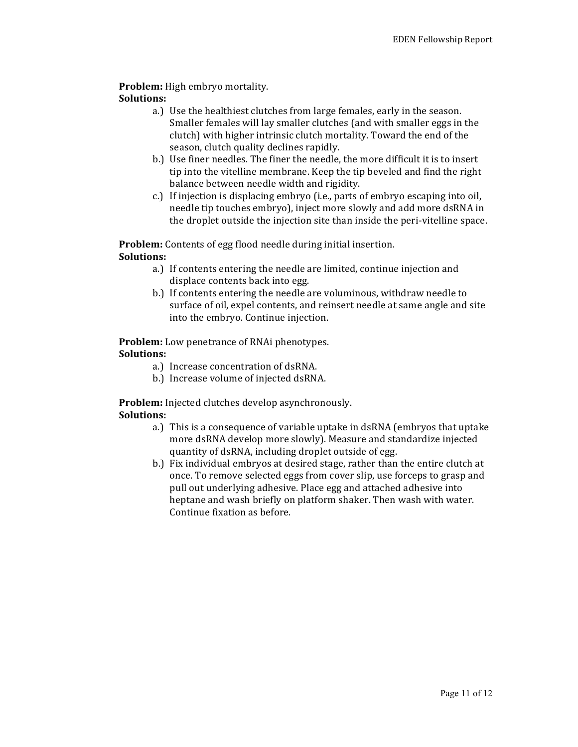**Problem:** High embryo mortality.
**Solutions:**

a.) Use the healthiest clutches from large females, early in the season. Smaller females will lay smaller clutches (and with smaller eggs in the clutch) with higher intrinsic clutch mortality. Toward the end of the season, clutch quality declines rapidly.

b.) Use finer needles. The finer the needle, the more difficult it is to insert tip into the vitelline membrane. Keep the tip beveled and find the right balance between needle width and rigidity.

c.) If injection is displacing embryo (i.e., parts of embryo escaping into oil, needle tip touches embryo), inject more slowly and add more dsRNA in the droplet outside the injection site than inside the peri-vitelline space.

**Problem:** Contents of egg flood needle during initial insertion.
**Solutions:**

a.) If contents entering the needle are limited, continue injection and displace contents back into egg.

b.) If contents entering the needle are voluminous, withdraw needle to surface of oil, expel contents, and reinsert needle at same angle and site into the embryo. Continue injection.

**Problem:** Low penetrance of RNAi phenotypes.
**Solutions:**

a.) Increase concentration of dsRNA.

b.) Increase volume of injected dsRNA.

**Problem:** Injected clutches develop asynchronously.
**Solutions:**

a.) This is a consequence of variable uptake in dsRNA (embryos that uptake more dsRNA develop more slowly). Measure and standardize injected quantity of dsRNA, including droplet outside of egg.

b.) Fix individual embryos at desired stage, rather than the entire clutch at once. To remove selected eggs from cover slip, use forceps to grasp and pull out underlying adhesive. Place egg and attached adhesive into heptane and wash briefly on platform shaker. Then wash with water. Continue fixation as before.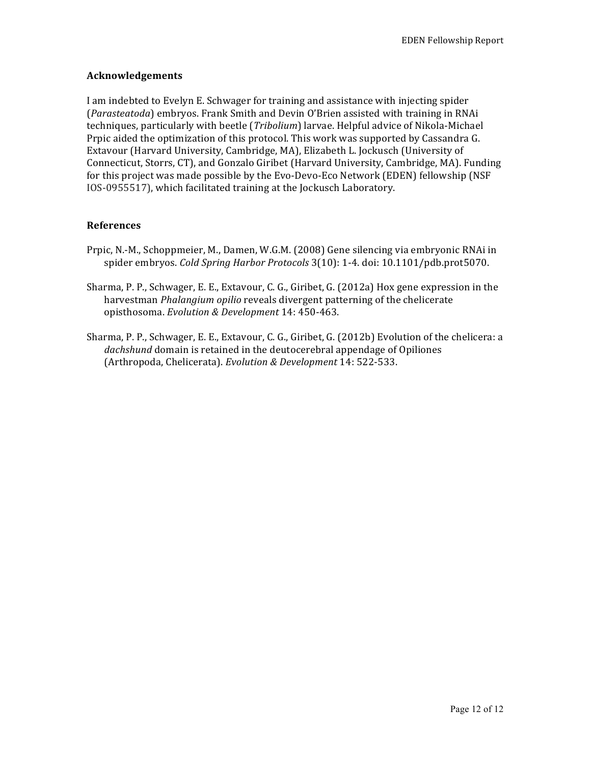## Acknowledgements

I am indebted to Evelyn E. Schwager for training and assistance with injecting spider (*Parasteatoda*) embryos. Frank Smith and Devin O'Brien assisted with training in RNAi techniques, particularly with beetle (*Tribolium*) larvae. Helpful advice of Nikola-Michael Prpic aided the optimization of this protocol. This work was supported by Cassandra G. Extavour (Harvard University, Cambridge, MA), Elizabeth L. Jockusch (University of Connecticut, Storrs, CT), and Gonzalo Giribet (Harvard University, Cambridge, MA). Funding for this project was made possible by the Evo-Devo-Eco Network (EDEN) fellowship (NSF IOS-0955517), which facilitated training at the Jockusch Laboratory.

## References

Prpic, N.-M., Schoppmeier, M., Damen, W.G.M. (2008) Gene silencing via embryonic RNAi in spider embryos. *Cold Spring Harbor Protocols* 3(10): 1-4. doi: 10.1101/pdb.prot5070.

Sharma, P. P., Schwager, E. E., Extavour, C. G., Giribet, G. (2012a) Hox gene expression in the harvestman *Phalangium opilio* reveals divergent patterning of the chelicerate opisthosoma. *Evolution & Development* 14: 450-463.

Sharma, P. P., Schwager, E. E., Extavour, C. G., Giribet, G. (2012b) Evolution of the chelicera: a *dachshund* domain is retained in the deutocerebral appendage of Opiliones (Arthropoda, Chelicerata). *Evolution & Development* 14: 522-533.